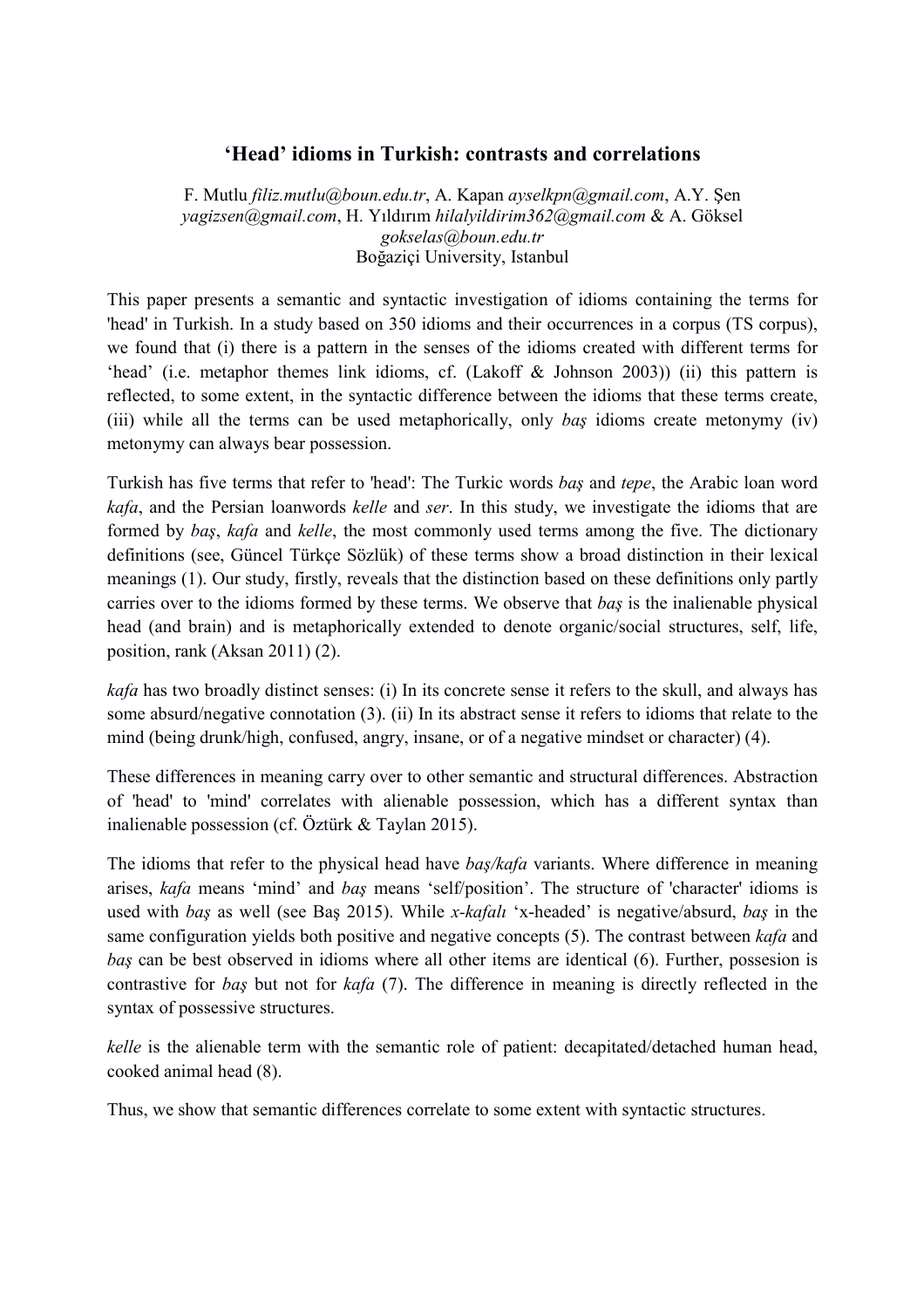# 'Head' idioms in Turkish: contrasts and correlations

F. Mutlu *filiz.mutlu@boun.edu.tr*, A. Kapan *ayselkpn@gmail.com*, A.Y. Şen *yagizsen@gmail.com*, H. Yıldırım *hilalyildirim362@gmail.com* & A. Göksel *gokselas@boun.edu.tr*
Boğaziçi University, Istanbul

This paper presents a semantic and syntactic investigation of idioms containing the terms for 'head' in Turkish. In a study based on 350 idioms and their occurrences in a corpus (TS corpus), we found that (i) there is a pattern in the senses of the idioms created with different terms for 'head' (i.e. metaphor themes link idioms, cf. (Lakoff & Johnson 2003)) (ii) this pattern is reflected, to some extent, in the syntactic difference between the idioms that these terms create, (iii) while all the terms can be used metaphorically, only *baş* idioms create metonymy (iv) metonymy can always bear possession.

Turkish has five terms that refer to 'head': The Turkic words *baş* and *tepe*, the Arabic loan word *kafa*, and the Persian loanwords *kelle* and *ser*. In this study, we investigate the idioms that are formed by *baş*, *kafa* and *kelle*, the most commonly used terms among the five. The dictionary definitions (see, Güncel Türkçe Sözlük) of these terms show a broad distinction in their lexical meanings (1). Our study, firstly, reveals that the distinction based on these definitions only partly carries over to the idioms formed by these terms. We observe that *baş* is the inalienable physical head (and brain) and is metaphorically extended to denote organic/social structures, self, life, position, rank (Aksan 2011) (2).

*kafa* has two broadly distinct senses: (i) In its concrete sense it refers to the skull, and always has some absurd/negative connotation (3). (ii) In its abstract sense it refers to idioms that relate to the mind (being drunk/high, confused, angry, insane, or of a negative mindset or character) (4).

These differences in meaning carry over to other semantic and structural differences. Abstraction of 'head' to 'mind' correlates with alienable possession, which has a different syntax than inalienable possession (cf. Öztürk & Taylan 2015).

The idioms that refer to the physical head have *baş/kafa* variants. Where difference in meaning arises, *kafa* means 'mind' and *baş* means 'self/position'. The structure of 'character' idioms is used with *baş* as well (see Baş 2015). While *x-kafalı* 'x-headed' is negative/absurd, *baş* in the same configuration yields both positive and negative concepts (5). The contrast between *kafa* and *baş* can be best observed in idioms where all other items are identical (6). Further, possesion is contrastive for *baş* but not for *kafa* (7). The difference in meaning is directly reflected in the syntax of possessive structures.

*kelle* is the alienable term with the semantic role of patient: decapitated/detached human head, cooked animal head (8).

Thus, we show that semantic differences correlate to some extent with syntactic structures.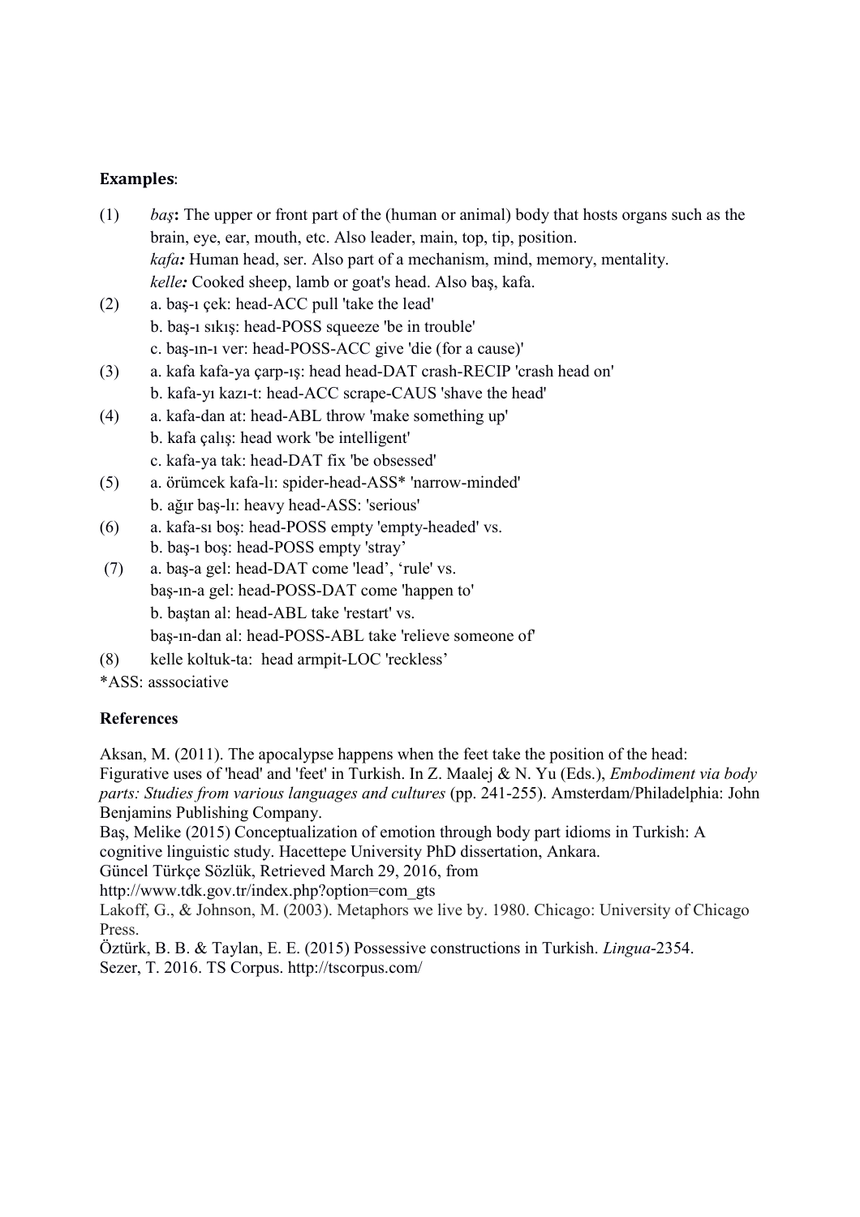**Examples**:

(1) *baş***:** The upper or front part of the (human or animal) body that hosts organs such as the brain, eye, ear, mouth, etc. Also leader, main, top, tip, position.
*kafa***:** Human head, ser. Also part of a mechanism, mind, memory, mentality.
*kelle***:** Cooked sheep, lamb or goat's head. Also baş, kafa.

(2) a. baş-ı çek: head-ACC pull 'take the lead'
b. baş-ı sıkış: head-POSS squeeze 'be in trouble'
c. baş-ın-ı ver: head-POSS-ACC give 'die (for a cause)'

(3) a. kafa kafa-ya çarp-ış: head head-DAT crash-RECIP 'crash head on'
b. kafa-yı kazı-t: head-ACC scrape-CAUS 'shave the head'

(4) a. kafa-dan at: head-ABL throw 'make something up'
b. kafa çalış: head work 'be intelligent'
c. kafa-ya tak: head-DAT fix 'be obsessed'

(5) a. örümcek kafa-lı: spider-head-ASS* 'narrow-minded'
b. ağır baş-lı: heavy head-ASS: 'serious'

(6) a. kafa-sı boş: head-POSS empty 'empty-headed' vs.
b. baş-ı boş: head-POSS empty 'stray'

(7) a. baş-a gel: head-DAT come 'lead', 'rule' vs.
baş-ın-a gel: head-POSS-DAT come 'happen to'
b. baştan al: head-ABL take 'restart' vs.
baş-ın-dan al: head-POSS-ABL take 'relieve someone of'

(8) kelle koltuk-ta: head armpit-LOC 'reckless'

*ASS: asssociative

**References**

Aksan, M. (2011). The apocalypse happens when the feet take the position of the head: Figurative uses of 'head' and 'feet' in Turkish. In Z. Maalej & N. Yu (Eds.), *Embodiment via body parts: Studies from various languages and cultures* (pp. 241-255). Amsterdam/Philadelphia: John Benjamins Publishing Company.

Baş, Melike (2015) Conceptualization of emotion through body part idioms in Turkish: A cognitive linguistic study. Hacettepe University PhD dissertation, Ankara.

Güncel Türkçe Sözlük, Retrieved March 29, 2016, from http://www.tdk.gov.tr/index.php?option=com_gts

Lakoff, G., & Johnson, M. (2003). Metaphors we live by. 1980. Chicago: University of Chicago Press.

Öztürk, B. B. & Taylan, E. E. (2015) Possessive constructions in Turkish. *Lingua*-2354.

Sezer, T. 2016. TS Corpus. http://tscorpus.com/